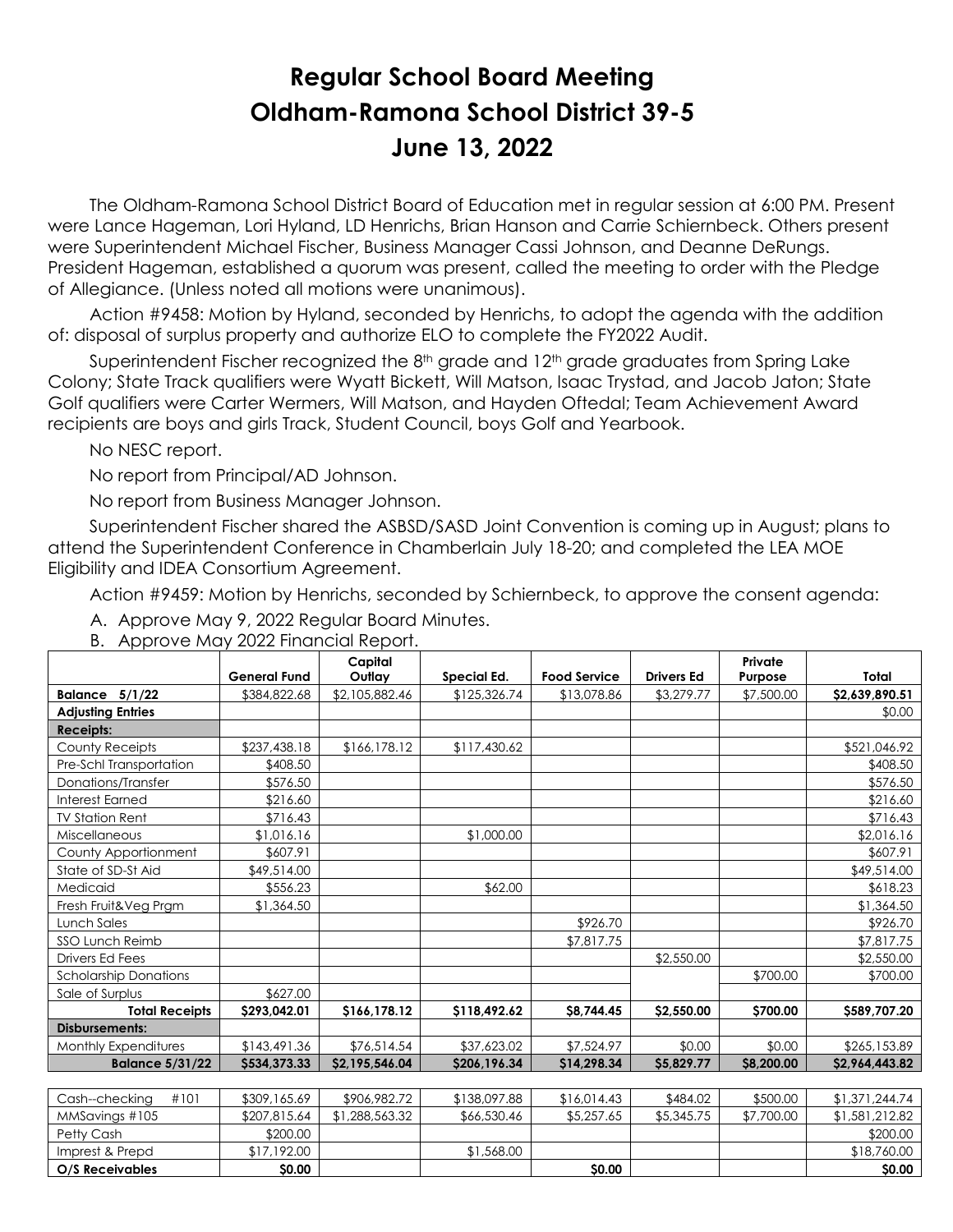# Regular School Board Meeting
# Oldham-Ramona School District 39-5
# June 13, 2022

The Oldham-Ramona School District Board of Education met in regular session at 6:00 PM. Present were Lance Hageman, Lori Hyland, LD Henrichs, Brian Hanson and Carrie Schiernbeck. Others present were Superintendent Michael Fischer, Business Manager Cassi Johnson, and Deanne DeRungs. President Hageman, established a quorum was present, called the meeting to order with the Pledge of Allegiance. (Unless noted all motions were unanimous).

Action #9458: Motion by Hyland, seconded by Henrichs, to adopt the agenda with the addition of: disposal of surplus property and authorize ELO to complete the FY2022 Audit.

Superintendent Fischer recognized the 8th grade and 12th grade graduates from Spring Lake Colony; State Track qualifiers were Wyatt Bickett, Will Matson, Isaac Trystad, and Jacob Jaton; State Golf qualifiers were Carter Wermers, Will Matson, and Hayden Oftedal; Team Achievement Award recipients are boys and girls Track, Student Council, boys Golf and Yearbook.

No NESC report.

No report from Principal/AD Johnson.

No report from Business Manager Johnson.

Superintendent Fischer shared the ASBSD/SASD Joint Convention is coming up in August; plans to attend the Superintendent Conference in Chamberlain July 18-20; and completed the LEA MOE Eligibility and IDEA Consortium Agreement.

Action #9459: Motion by Henrichs, seconded by Schiernbeck, to approve the consent agenda:

A. Approve May 9, 2022 Regular Board Minutes.
B. Approve May 2022 Financial Report.

| | General Fund | Capital Outlay | Special Ed. | Food Service | Drivers Ed | Private Purpose | Total |
|---|---|---|---|---|---|---|---|
| **Balance 5/1/22** | $384,822.68 | $2,105,882.46 | $125,326.74 | $13,078.86 | $3,279.77 | $7,500.00 | **$2,639,890.51** |
| **Adjusting Entries** | | | | | | | $0.00 |
| **Receipts:** | | | | | | | |
| County Receipts | $237,438.18 | $166,178.12 | $117,430.62 | | | | $521,046.92 |
| Pre-Schl Transportation | $408.50 | | | | | | $408.50 |
| Donations/Transfer | $576.50 | | | | | | $576.50 |
| Interest Earned | $216.60 | | | | | | $216.60 |
| TV Station Rent | $716.43 | | | | | | $716.43 |
| Miscellaneous | $1,016.16 | | $1,000.00 | | | | $2,016.16 |
| County Apportionment | $607.91 | | | | | | $607.91 |
| State of SD-St Aid | $49,514.00 | | | | | | $49,514.00 |
| Medicaid | $556.23 | | $62.00 | | | | $618.23 |
| Fresh Fruit&Veg Prgm | $1,364.50 | | | | | | $1,364.50 |
| Lunch Sales | | | | $926.70 | | | $926.70 |
| SSO Lunch Reimb | | | | $7,817.75 | | | $7,817.75 |
| Drivers Ed Fees | | | | | $2,550.00 | | $2,550.00 |
| Scholarship Donations | | | | | | $700.00 | $700.00 |
| Sale of Surplus | $627.00 | | | | | | |
| **Total Receipts** | **$293,042.01** | **$166,178.12** | **$118,492.62** | **$8,744.45** | **$2,550.00** | **$700.00** | **$589,707.20** |
| **Disbursements:** | | | | | | | |
| Monthly Expenditures | $143,491.36 | $76,514.54 | $37,623.02 | $7,524.97 | $0.00 | $0.00 | $265,153.89 |
| **Balance 5/31/22** | **$534,373.33** | **$2,195,546.04** | **$206,196.34** | **$14,298.34** | **$5,829.77** | **$8,200.00** | **$2,964,443.82** |

| | | | | | | | |
|---|---|---|---|---|---|---|---|
| Cash--checking #101 | $309,165.69 | $906,982.72 | $138,097.88 | $16,014.43 | $484.02 | $500.00 | $1,371,244.74 |
| MMSavings #105 | $207,815.64 | $1,288,563.32 | $66,530.46 | $5,257.65 | $5,345.75 | $7,700.00 | $1,581,212.82 |
| Petty Cash | $200.00 | | | | | | $200.00 |
| Imprest & Prepd | $17,192.00 | | $1,568.00 | | | | $18,760.00 |
| **O/S Receivables** | **$0.00** | | | **$0.00** | | | **$0.00** |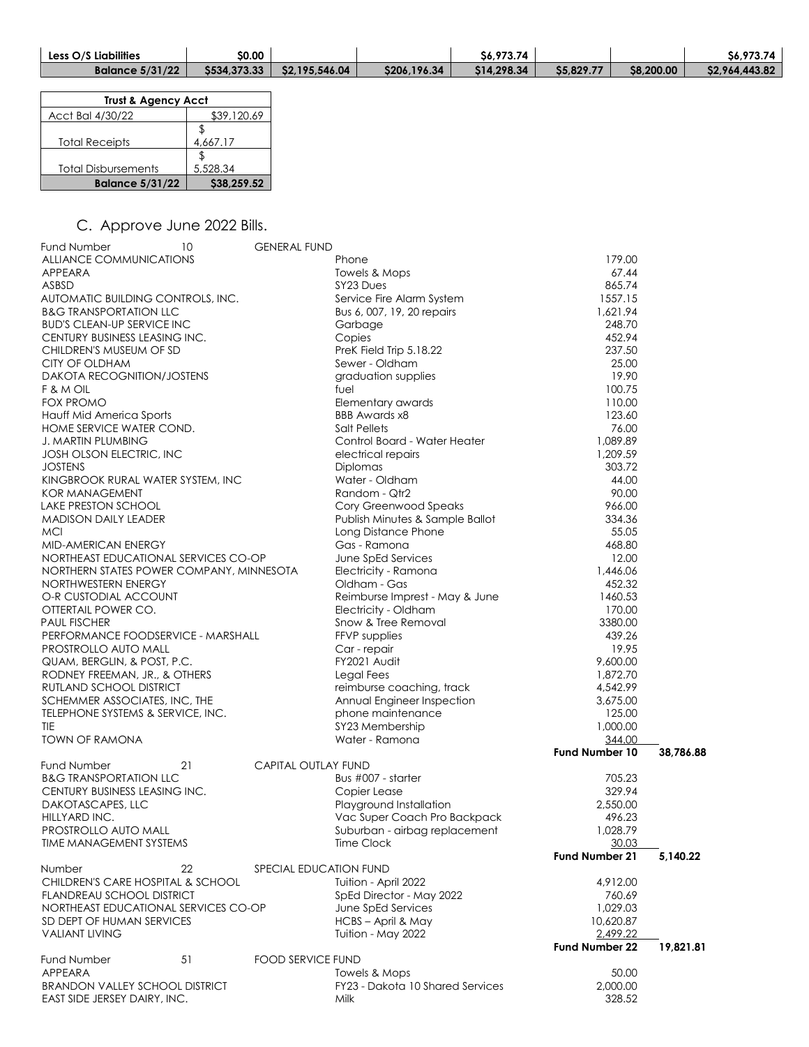| Less O/S Liabilities | $0.00 | | | $6,973.74 | | | $6,973.74 |
|---|---|---|---|---|---|---|---|
| **Balance 5/31/22** | **$534,373.33** | **$2,195,546.04** | **$206,196.34** | **$14,298.34** | **$5,829.77** | **$8,200.00** | **$2,964,443.82** |

| Trust & Agency Acct | |
|---|---|
| Acct Bal 4/30/22 | $39,120.69 |
| Total Receipts | $ 4,667.17 |
| Total Disbursements | $ 5,528.34 |
| **Balance 5/31/22** | **$38,259.52** |

## C. Approve June 2022 Bills.

| Fund Number 10 | GENERAL FUND | | |
|---|---|---|---|
| ALLIANCE COMMUNICATIONS | Phone | 179.00 | |
| APPEARA | Towels & Mops | 67.44 | |
| ASBSD | SY23 Dues | 865.74 | |
| AUTOMATIC BUILDING CONTROLS, INC. | Service Fire Alarm System | 1557.15 | |
| B&G TRANSPORTATION LLC | Bus 6, 007, 19, 20 repairs | 1,621.94 | |
| BUD'S CLEAN-UP SERVICE INC | Garbage | 248.70 | |
| CENTURY BUSINESS LEASING INC. | Copies | 452.94 | |
| CHILDREN'S MUSEUM OF SD | PreK Field Trip 5.18.22 | 237.50 | |
| CITY OF OLDHAM | Sewer - Oldham | 25.00 | |
| DAKOTA RECOGNITION/JOSTENS | graduation supplies | 19.90 | |
| F & M OIL | fuel | 100.75 | |
| FOX PROMO | Elementary awards | 110.00 | |
| Hauff Mid America Sports | BBB Awards x8 | 123.60 | |
| HOME SERVICE WATER COND. | Salt Pellets | 76.00 | |
| J. MARTIN PLUMBING | Control Board - Water Heater | 1,089.89 | |
| JOSH OLSON ELECTRIC, INC | electrical repairs | 1,209.59 | |
| JOSTENS | Diplomas | 303.72 | |
| KINGBROOK RURAL WATER SYSTEM, INC | Water - Oldham | 44.00 | |
| KOR MANAGEMENT | Random - Qtr2 | 90.00 | |
| LAKE PRESTON SCHOOL | Cory Greenwood Speaks | 966.00 | |
| MADISON DAILY LEADER | Publish Minutes & Sample Ballot | 334.36 | |
| MCI | Long Distance Phone | 55.05 | |
| MID-AMERICAN ENERGY | Gas - Ramona | 468.80 | |
| NORTHEAST EDUCATIONAL SERVICES CO-OP | June SpEd Services | 12.00 | |
| NORTHERN STATES POWER COMPANY, MINNESOTA | Electricity - Ramona | 1,446.06 | |
| NORTHWESTERN ENERGY | Oldham - Gas | 452.32 | |
| O-R CUSTODIAL ACCOUNT | Reimburse Imprest - May & June | 1460.53 | |
| OTTERTAIL POWER CO. | Electricity - Oldham | 170.00 | |
| PAUL FISCHER | Snow & Tree Removal | 3380.00 | |
| PERFORMANCE FOODSERVICE - MARSHALL | FFVP supplies | 439.26 | |
| PROSTROLLO AUTO MALL | Car - repair | 19.95 | |
| QUAM, BERGLIN, & POST, P.C. | FY2021 Audit | 9,600.00 | |
| RODNEY FREEMAN, JR., & OTHERS | Legal Fees | 1,872.70 | |
| RUTLAND SCHOOL DISTRICT | reimburse coaching, track | 4,542.99 | |
| SCHEMMER ASSOCIATES, INC, THE | Annual Engineer Inspection | 3,675.00 | |
| TELEPHONE SYSTEMS & SERVICE, INC. | phone maintenance | 125.00 | |
| TIE | SY23 Membership | 1,000.00 | |
| TOWN OF RAMONA | Water - Ramona | 344.00 | |
| | | **Fund Number 10** | **38,786.88** |
| Fund Number 21 | CAPITAL OUTLAY FUND | | |
| B&G TRANSPORTATION LLC | Bus #007 - starter | 705.23 | |
| CENTURY BUSINESS LEASING INC. | Copier Lease | 329.94 | |
| DAKOTASCAPES, LLC | Playground Installation | 2,550.00 | |
| HILLYARD INC. | Vac Super Coach Pro Backpack | 496.23 | |
| PROSTROLLO AUTO MALL | Suburban - airbag replacement | 1,028.79 | |
| TIME MANAGEMENT SYSTEMS | Time Clock | 30.03 | |
| | | **Fund Number 21** | **5,140.22** |
| Number 22 | SPECIAL EDUCATION FUND | | |
| CHILDREN'S CARE HOSPITAL & SCHOOL | Tuition - April 2022 | 4,912.00 | |
| FLANDREAU SCHOOL DISTRICT | SpEd Director - May 2022 | 760.69 | |
| NORTHEAST EDUCATIONAL SERVICES CO-OP | June SpEd Services | 1,029.03 | |
| SD DEPT OF HUMAN SERVICES | HCBS – April & May | 10,620.87 | |
| VALIANT LIVING | Tuition - May 2022 | 2,499.22 | |
| | | **Fund Number 22** | **19,821.81** |
| Fund Number 51 | FOOD SERVICE FUND | | |
| APPEARA | Towels & Mops | 50.00 | |
| BRANDON VALLEY SCHOOL DISTRICT | FY23 - Dakota 10 Shared Services | 2,000.00 | |
| EAST SIDE JERSEY DAIRY, INC. | Milk | 328.52 | |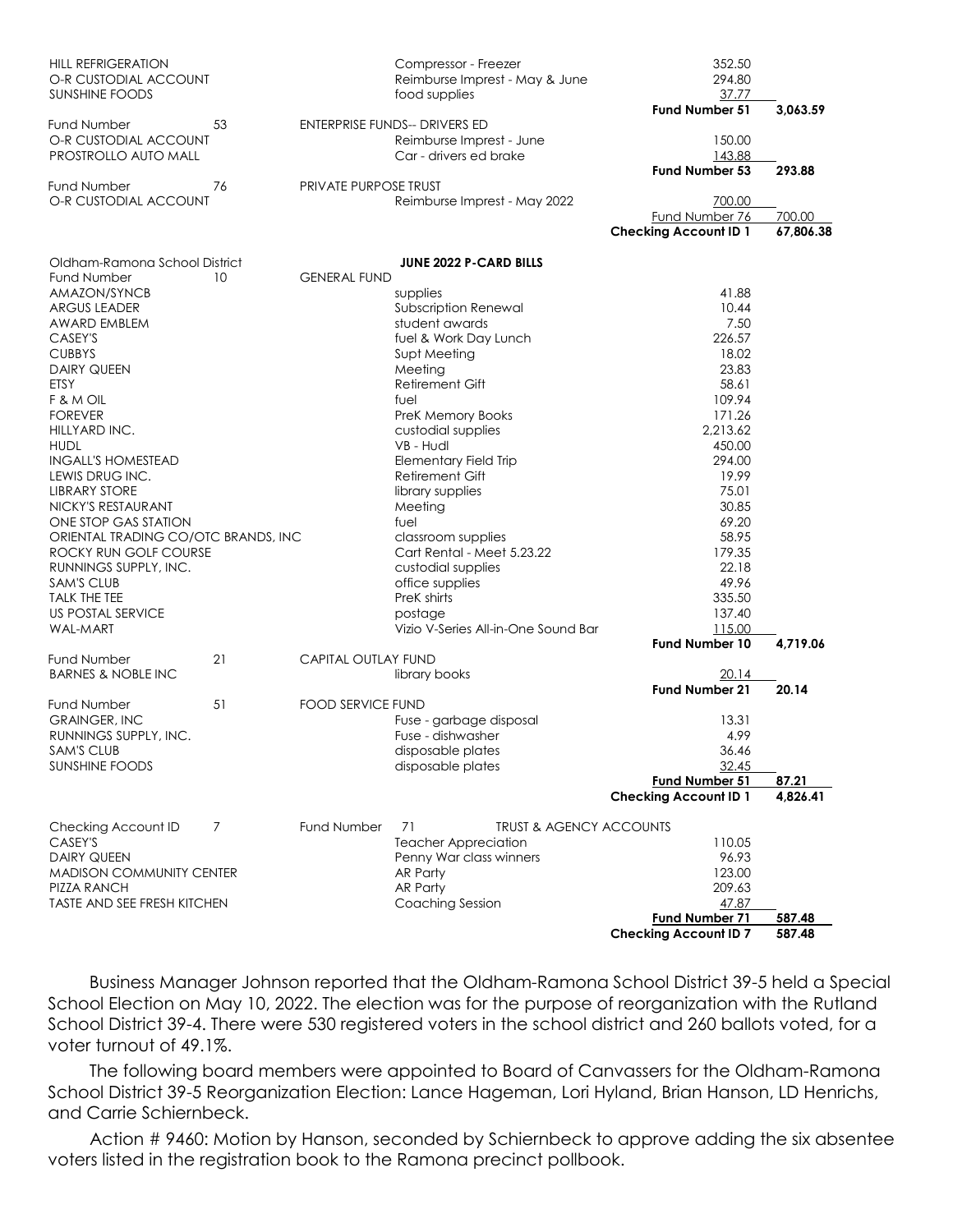| | | | | |
|---|---|---|---|---|
| HILL REFRIGERATION | | Compressor - Freezer | 352.50 | |
| O-R CUSTODIAL ACCOUNT | | Reimburse Imprest - May & June | 294.80 | |
| SUNSHINE FOODS | | food supplies | 37.77 | |
| | | | **Fund Number 51** | **3,063.59** |
| Fund Number 53 | ENTERPRISE FUNDS-- DRIVERS ED | | | |
| O-R CUSTODIAL ACCOUNT | | Reimburse Imprest - June | 150.00 | |
| PROSTROLLO AUTO MALL | | Car - drivers ed brake | 143.88 | |
| | | | **Fund Number 53** | **293.88** |
| Fund Number 76 | PRIVATE PURPOSE TRUST | | | |
| O-R CUSTODIAL ACCOUNT | | Reimburse Imprest - May 2022 | 700.00 | |
| | | | Fund Number 76 | 700.00 |
| | | | **Checking Account ID 1** | **67,806.38** |

| | | | | |
|---|---|---|---|---|
| Oldham-Ramona School District | | **JUNE 2022 P-CARD BILLS** | | |
| Fund Number 10 | GENERAL FUND | | | |
| AMAZON/SYNCB | | supplies | 41.88 | |
| ARGUS LEADER | | Subscription Renewal | 10.44 | |
| AWARD EMBLEM | | student awards | 7.50 | |
| CASEY'S | | fuel & Work Day Lunch | 226.57 | |
| CUBBYS | | Supt Meeting | 18.02 | |
| DAIRY QUEEN | | Meeting | 23.83 | |
| ETSY | | Retirement Gift | 58.61 | |
| F & M OIL | | fuel | 109.94 | |
| FOREVER | | PreK Memory Books | 171.26 | |
| HILLYARD INC. | | custodial supplies | 2,213.62 | |
| HUDL | | VB - Hudl | 450.00 | |
| INGALL'S HOMESTEAD | | Elementary Field Trip | 294.00 | |
| LEWIS DRUG INC. | | Retirement Gift | 19.99 | |
| LIBRARY STORE | | library supplies | 75.01 | |
| NICKY'S RESTAURANT | | Meeting | 30.85 | |
| ONE STOP GAS STATION | | fuel | 69.20 | |
| ORIENTAL TRADING CO/OTC BRANDS, INC | | classroom supplies | 58.95 | |
| ROCKY RUN GOLF COURSE | | Cart Rental - Meet 5.23.22 | 179.35 | |
| RUNNINGS SUPPLY, INC. | | custodial supplies | 22.18 | |
| SAM'S CLUB | | office supplies | 49.96 | |
| TALK THE TEE | | PreK shirts | 335.50 | |
| US POSTAL SERVICE | | postage | 137.40 | |
| WAL-MART | | Vizio V-Series All-in-One Sound Bar | 115.00 | |
| | | | **Fund Number 10** | **4,719.06** |
| Fund Number 21 | CAPITAL OUTLAY FUND | | | |
| BARNES & NOBLE INC | | library books | 20.14 | |
| | | | **Fund Number 21** | **20.14** |
| Fund Number 51 | FOOD SERVICE FUND | | | |
| GRAINGER, INC | | Fuse - garbage disposal | 13.31 | |
| RUNNINGS SUPPLY, INC. | | Fuse - dishwasher | 4.99 | |
| SAM'S CLUB | | disposable plates | 36.46 | |
| SUNSHINE FOODS | | disposable plates | 32.45 | |
| | | | **Fund Number 51** | **87.21** |
| | | | **Checking Account ID 1** | **4,826.41** |

| | | | | |
|---|---|---|---|---|
| Checking Account ID 7 | Fund Number 71 | TRUST & AGENCY ACCOUNTS | | |
| CASEY'S | | Teacher Appreciation | 110.05 | |
| DAIRY QUEEN | | Penny War class winners | 96.93 | |
| MADISON COMMUNITY CENTER | | AR Party | 123.00 | |
| PIZZA RANCH | | AR Party | 209.63 | |
| TASTE AND SEE FRESH KITCHEN | | Coaching Session | 47.87 | |
| | | | **Fund Number 71** | **587.48** |
| | | | **Checking Account ID 7** | **587.48** |

Business Manager Johnson reported that the Oldham-Ramona School District 39-5 held a Special School Election on May 10, 2022. The election was for the purpose of reorganization with the Rutland School District 39-4. There were 530 registered voters in the school district and 260 ballots voted, for a voter turnout of 49.1%.

The following board members were appointed to Board of Canvassers for the Oldham-Ramona School District 39-5 Reorganization Election: Lance Hageman, Lori Hyland, Brian Hanson, LD Henrichs, and Carrie Schiernbeck.

Action # 9460: Motion by Hanson, seconded by Schiernbeck to approve adding the six absentee voters listed in the registration book to the Ramona precinct pollbook.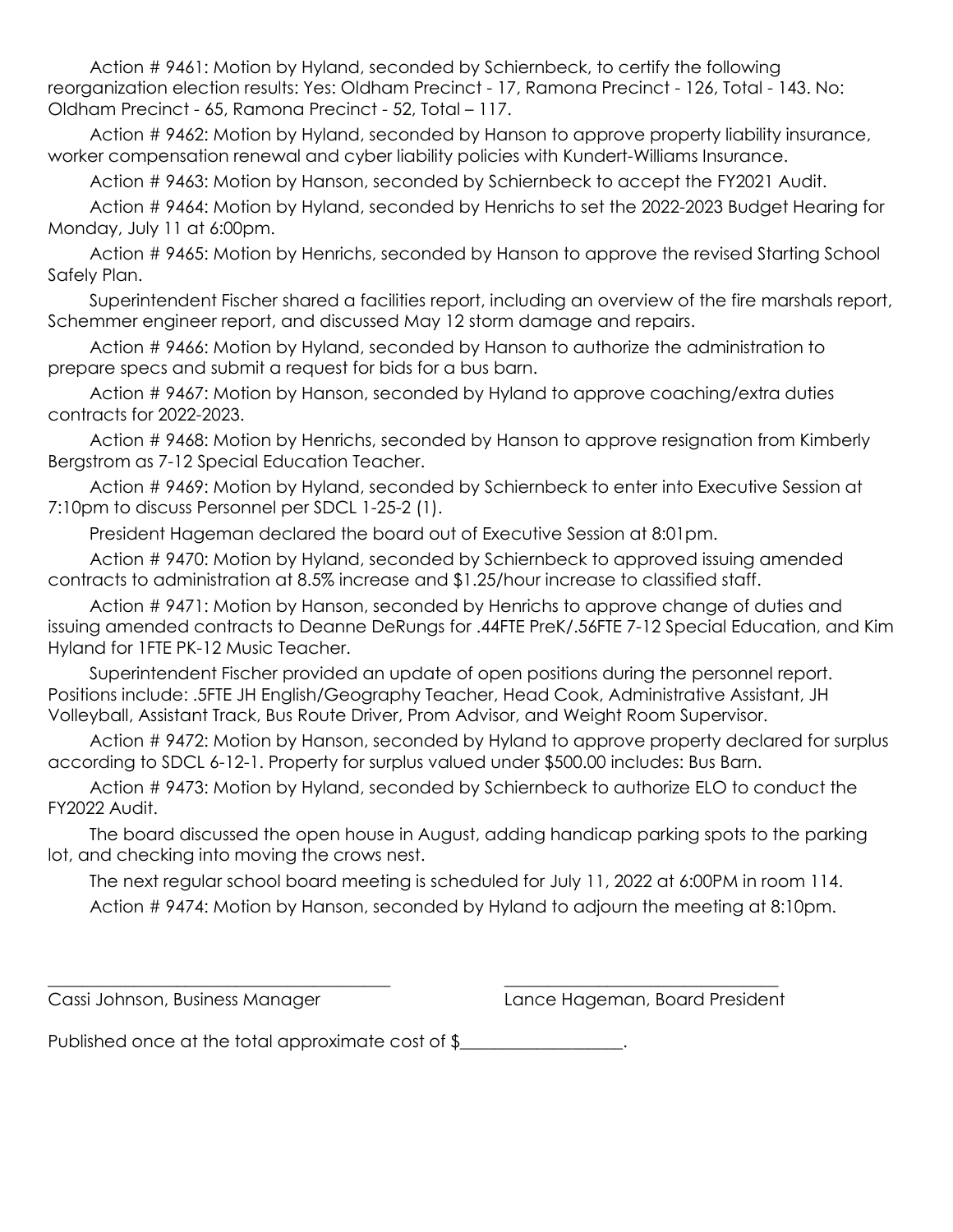Action # 9461: Motion by Hyland, seconded by Schiernbeck, to certify the following reorganization election results: Yes: Oldham Precinct - 17, Ramona Precinct - 126, Total - 143. No: Oldham Precinct - 65, Ramona Precinct - 52, Total – 117.

Action # 9462: Motion by Hyland, seconded by Hanson to approve property liability insurance, worker compensation renewal and cyber liability policies with Kundert-Williams Insurance.

Action # 9463: Motion by Hanson, seconded by Schiernbeck to accept the FY2021 Audit.

Action # 9464: Motion by Hyland, seconded by Henrichs to set the 2022-2023 Budget Hearing for Monday, July 11 at 6:00pm.

Action # 9465: Motion by Henrichs, seconded by Hanson to approve the revised Starting School Safely Plan.

Superintendent Fischer shared a facilities report, including an overview of the fire marshals report, Schemmer engineer report, and discussed May 12 storm damage and repairs.

Action # 9466: Motion by Hyland, seconded by Hanson to authorize the administration to prepare specs and submit a request for bids for a bus barn.

Action # 9467: Motion by Hanson, seconded by Hyland to approve coaching/extra duties contracts for 2022-2023.

Action # 9468: Motion by Henrichs, seconded by Hanson to approve resignation from Kimberly Bergstrom as 7-12 Special Education Teacher.

Action # 9469: Motion by Hyland, seconded by Schiernbeck to enter into Executive Session at 7:10pm to discuss Personnel per SDCL 1-25-2 (1).

President Hageman declared the board out of Executive Session at 8:01pm.

Action # 9470: Motion by Hyland, seconded by Schiernbeck to approved issuing amended contracts to administration at 8.5% increase and $1.25/hour increase to classified staff.

Action # 9471: Motion by Hanson, seconded by Henrichs to approve change of duties and issuing amended contracts to Deanne DeRungs for .44FTE PreK/.56FTE 7-12 Special Education, and Kim Hyland for 1FTE PK-12 Music Teacher.

Superintendent Fischer provided an update of open positions during the personnel report. Positions include: .5FTE JH English/Geography Teacher, Head Cook, Administrative Assistant, JH Volleyball, Assistant Track, Bus Route Driver, Prom Advisor, and Weight Room Supervisor.

Action # 9472: Motion by Hanson, seconded by Hyland to approve property declared for surplus according to SDCL 6-12-1. Property for surplus valued under $500.00 includes: Bus Barn.

Action # 9473: Motion by Hyland, seconded by Schiernbeck to authorize ELO to conduct the FY2022 Audit.

The board discussed the open house in August, adding handicap parking spots to the parking lot, and checking into moving the crows nest.

The next regular school board meeting is scheduled for July 11, 2022 at 6:00PM in room 114.

Action # 9474: Motion by Hanson, seconded by Hyland to adjourn the meeting at 8:10pm.

\_\_\_\_\_\_\_\_\_\_\_\_\_\_\_\_\_\_\_\_\_\_\_\_\_\_\_\_\_\_\_\_\_\_\_\_\_\_\_\_ \_\_\_\_\_\_\_\_\_\_\_\_\_\_\_\_\_\_\_\_\_\_\_\_\_\_\_\_\_\_\_\_\_

Cassi Johnson, Business Manager Lance Hageman, Board President

Published once at the total approximate cost of $\_\_\_\_\_\_\_\_\_\_\_\_\_\_\_\_\_\_\_.